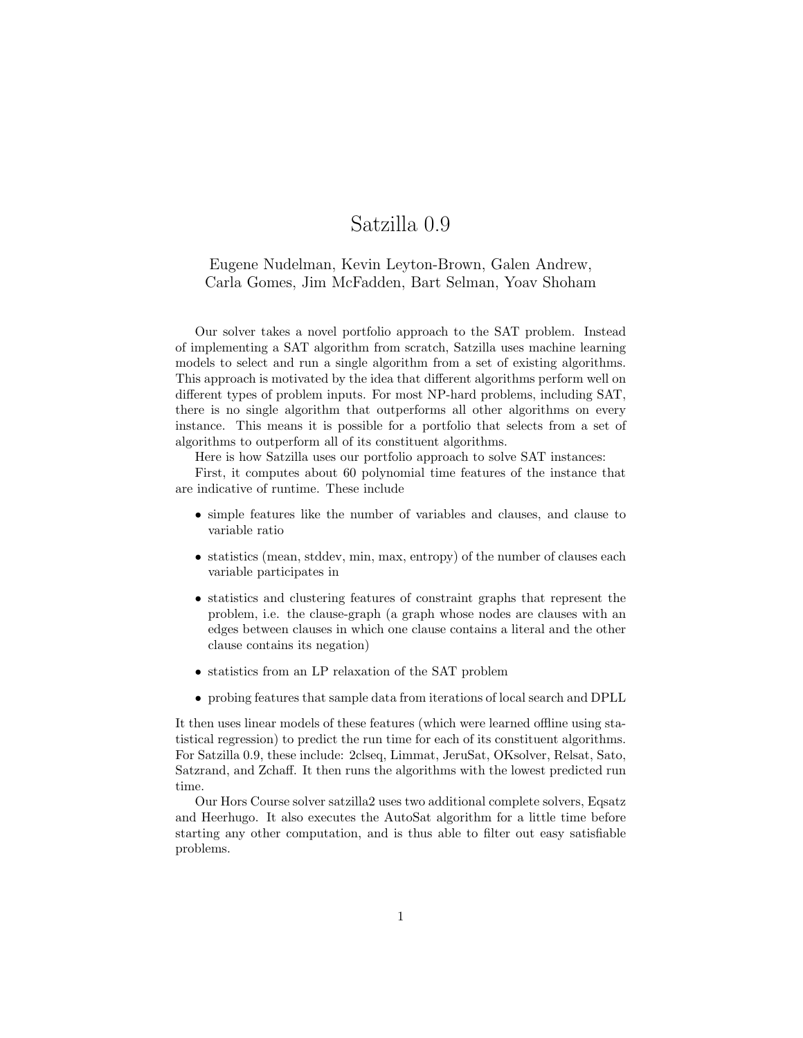# Satzilla 0.9

Eugene Nudelman, Kevin Leyton-Brown, Galen Andrew, Carla Gomes, Jim McFadden, Bart Selman, Yoav Shoham

Our solver takes a novel portfolio approach to the SAT problem. Instead of implementing a SAT algorithm from scratch, Satzilla uses machine learning models to select and run a single algorithm from a set of existing algorithms. This approach is motivated by the idea that different algorithms perform well on different types of problem inputs. For most NP-hard problems, including SAT, there is no single algorithm that outperforms all other algorithms on every instance. This means it is possible for a portfolio that selects from a set of algorithms to outperform all of its constituent algorithms.

Here is how Satzilla uses our portfolio approach to solve SAT instances:

First, it computes about 60 polynomial time features of the instance that are indicative of runtime. These include

- simple features like the number of variables and clauses, and clause to variable ratio
- statistics (mean, stddev, min, max, entropy) of the number of clauses each variable participates in
- statistics and clustering features of constraint graphs that represent the problem, i.e. the clause-graph (a graph whose nodes are clauses with an edges between clauses in which one clause contains a literal and the other clause contains its negation)
- statistics from an LP relaxation of the SAT problem
- probing features that sample data from iterations of local search and DPLL

It then uses linear models of these features (which were learned offline using statistical regression) to predict the run time for each of its constituent algorithms. For Satzilla 0.9, these include: 2clseq, Limmat, JeruSat, OKsolver, Relsat, Sato, Satzrand, and Zchaff. It then runs the algorithms with the lowest predicted run time.

Our Hors Course solver satzilla2 uses two additional complete solvers, Eqsatz and Heerhugo. It also executes the AutoSat algorithm for a little time before starting any other computation, and is thus able to filter out easy satisfiable problems.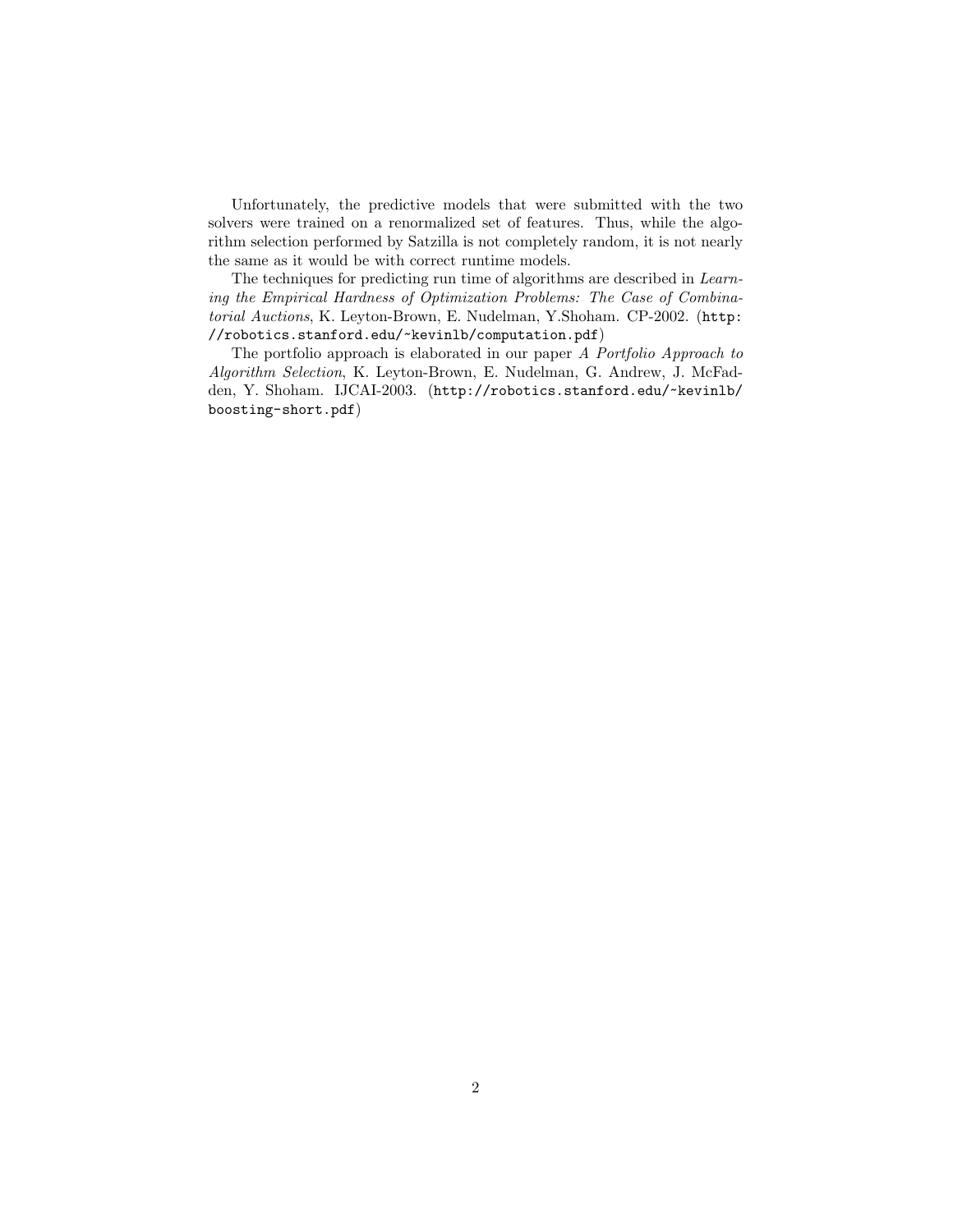Unfortunately, the predictive models that were submitted with the two solvers were trained on a renormalized set of features. Thus, while the algorithm selection performed by Satzilla is not completely random, it is not nearly the same as it would be with correct runtime models.

The techniques for predicting run time of algorithms are described in *Learning the Empirical Hardness of Optimization Problems: The Case of Combinatorial Auctions*, K. Leyton-Brown, E. Nudelman, Y.Shoham. CP-2002. (`http://robotics.stanford.edu/~kevinlb/computation.pdf`)

The portfolio approach is elaborated in our paper *A Portfolio Approach to Algorithm Selection*, K. Leyton-Brown, E. Nudelman, G. Andrew, J. McFadden, Y. Shoham. IJCAI-2003. (`http://robotics.stanford.edu/~kevinlb/boosting-short.pdf`)